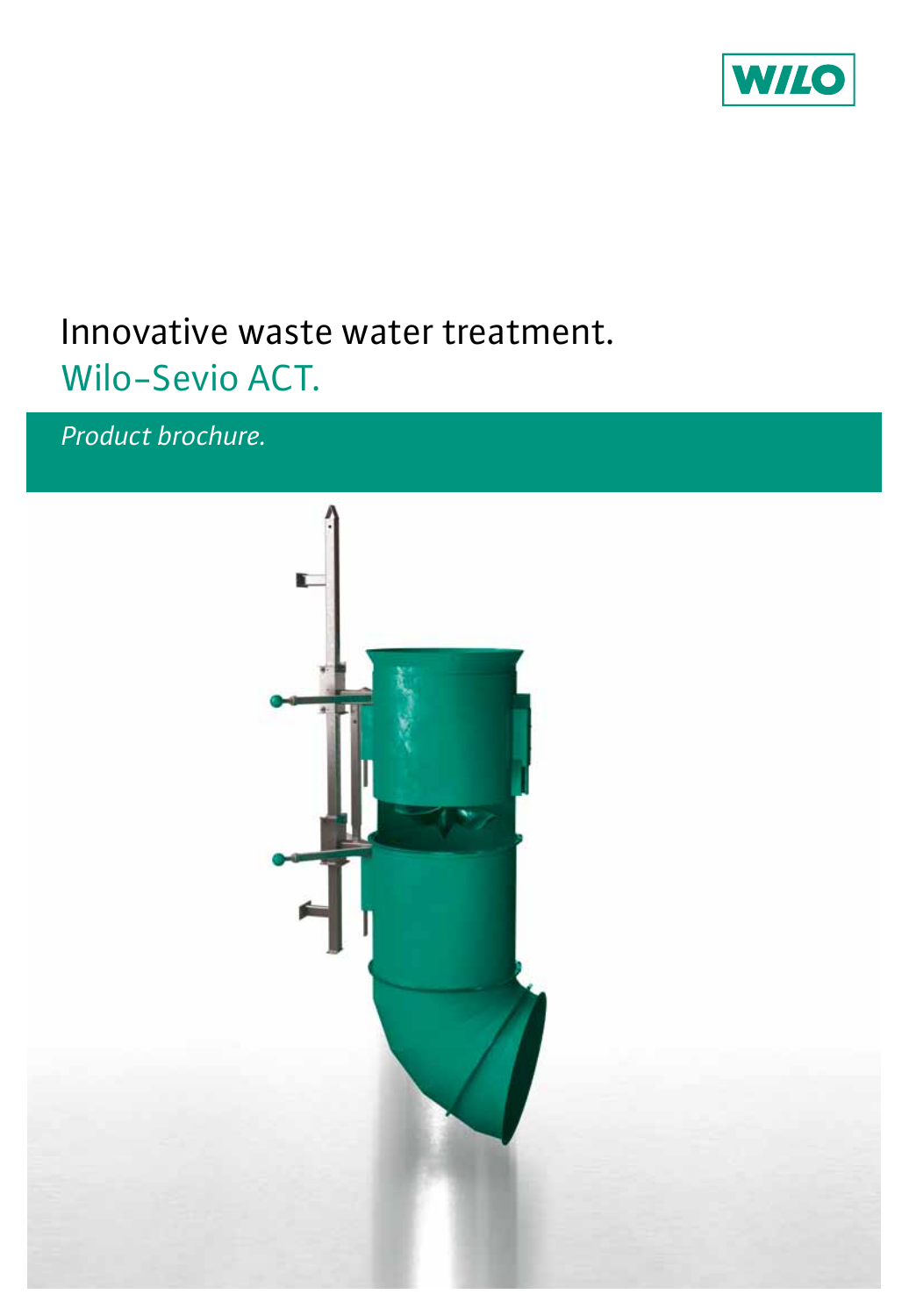# Innovative waste water treatment.

## Wilo-Sevio ACT.

*Product brochure.*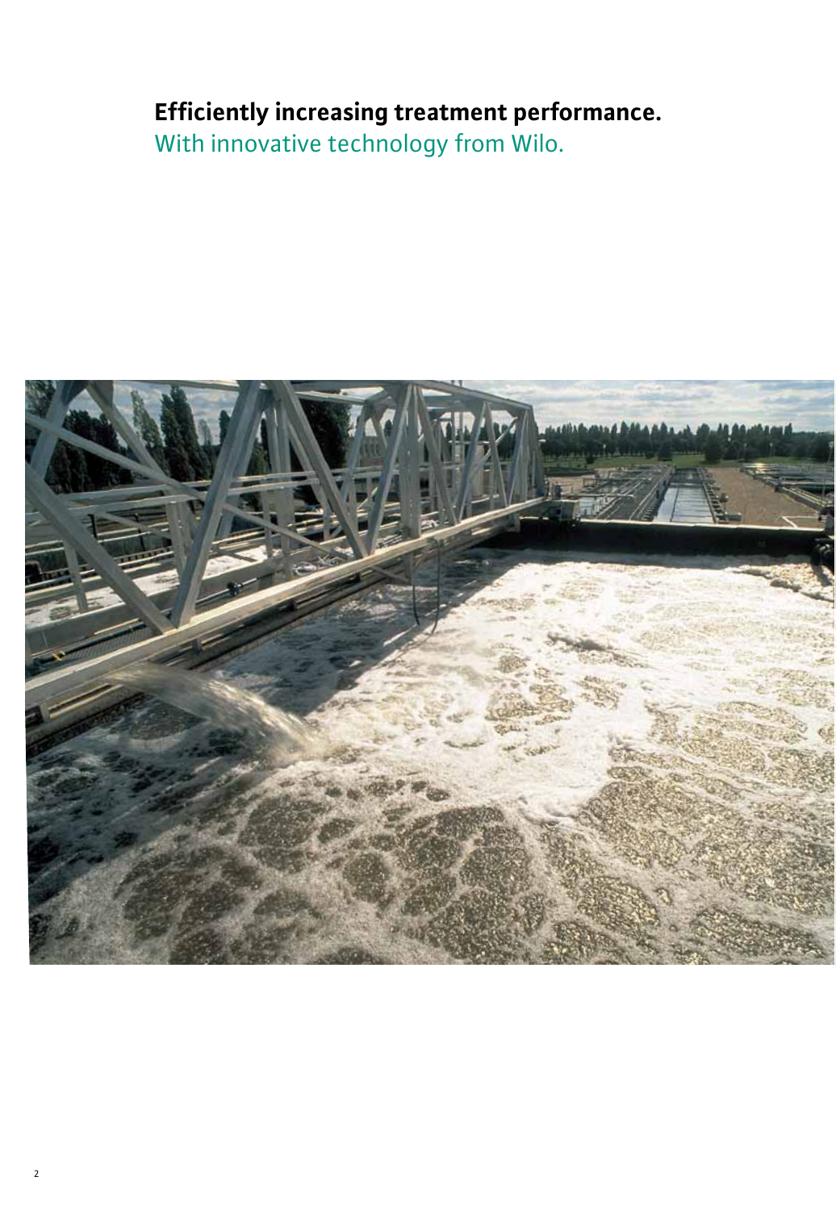**Efficiently increasing treatment performance.**
With innovative technology from Wilo.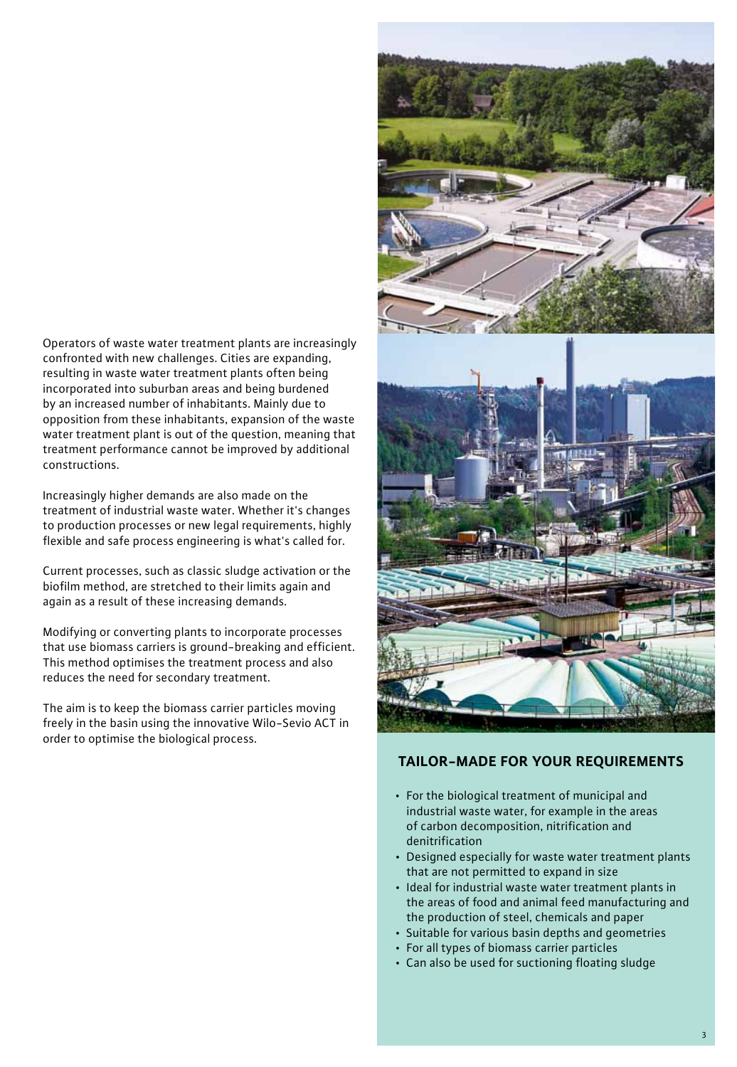Operators of waste water treatment plants are increasingly confronted with new challenges. Cities are expanding, resulting in waste water treatment plants often being incorporated into suburban areas and being burdened by an increased number of inhabitants. Mainly due to opposition from these inhabitants, expansion of the waste water treatment plant is out of the question, meaning that treatment performance cannot be improved by additional constructions.

Increasingly higher demands are also made on the treatment of industrial waste water. Whether it's changes to production processes or new legal requirements, highly flexible and safe process engineering is what's called for.

Current processes, such as classic sludge activation or the biofilm method, are stretched to their limits again and again as a result of these increasing demands.

Modifying or converting plants to incorporate processes that use biomass carriers is ground-breaking and efficient. This method optimises the treatment process and also reduces the need for secondary treatment.

The aim is to keep the biomass carrier particles moving freely in the basin using the innovative Wilo-Sevio ACT in order to optimise the biological process.

## TAILOR-MADE FOR YOUR REQUIREMENTS

- For the biological treatment of municipal and industrial waste water, for example in the areas of carbon decomposition, nitrification and denitrification
- Designed especially for waste water treatment plants that are not permitted to expand in size
- Ideal for industrial waste water treatment plants in the areas of food and animal feed manufacturing and the production of steel, chemicals and paper
- Suitable for various basin depths and geometries
- For all types of biomass carrier particles
- Can also be used for suctioning floating sludge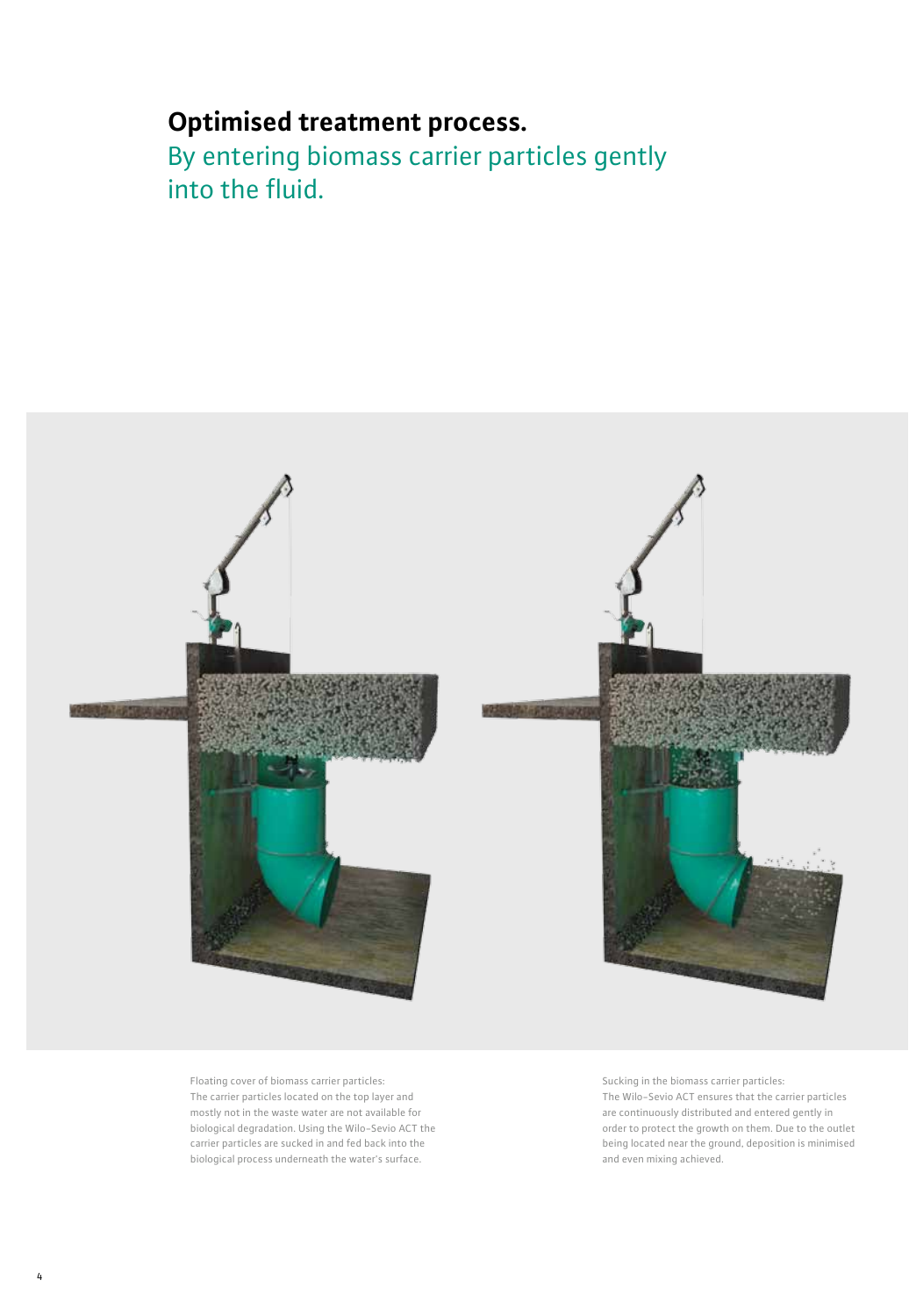# Optimised treatment process.

## By entering biomass carrier particles gently into the fluid.

Floating cover of biomass carrier particles:
The carrier particles located on the top layer and mostly not in the waste water are not available for biological degradation. Using the Wilo-Sevio ACT the carrier particles are sucked in and fed back into the biological process underneath the water's surface.

Sucking in the biomass carrier particles:
The Wilo-Sevio ACT ensures that the carrier particles are continuously distributed and entered gently in order to protect the growth on them. Due to the outlet being located near the ground, deposition is minimised and even mixing achieved.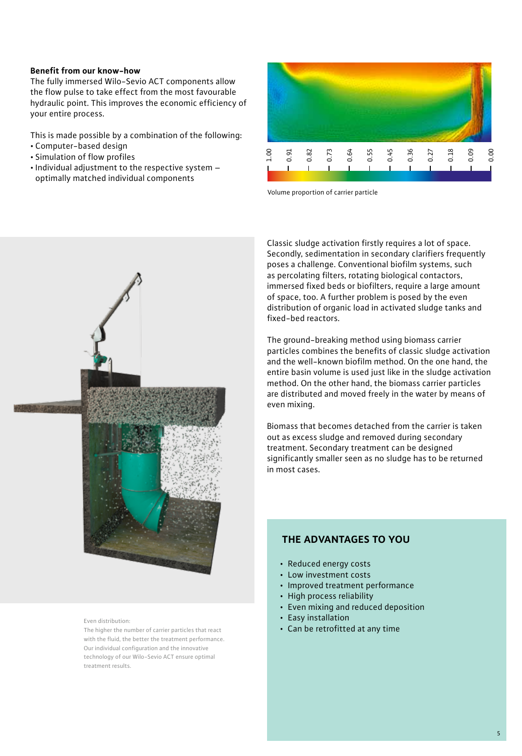**Benefit from our know-how**

The fully immersed Wilo-Sevio ACT components allow the flow pulse to take effect from the most favourable hydraulic point. This improves the economic efficiency of your entire process.

This is made possible by a combination of the following:

- Computer-based design
- Simulation of flow profiles
- Individual adjustment to the respective system – optimally matched individual components

1.00 0.91 0.82 0.73 0.64 0.55 0.45 0.36 0.27 0.18 0.09 0.00

Volume proportion of carrier particle

Classic sludge activation firstly requires a lot of space. Secondly, sedimentation in secondary clarifiers frequently poses a challenge. Conventional biofilm systems, such as percolating filters, rotating biological contactors, immersed fixed beds or biofilters, require a large amount of space, too. A further problem is posed by the even distribution of organic load in activated sludge tanks and fixed-bed reactors.

The ground-breaking method using biomass carrier particles combines the benefits of classic sludge activation and the well-known biofilm method. On the one hand, the entire basin volume is used just like in the sludge activation method. On the other hand, the biomass carrier particles are distributed and moved freely in the water by means of even mixing.

Biomass that becomes detached from the carrier is taken out as excess sludge and removed during secondary treatment. Secondary treatment can be designed significantly smaller seen as no sludge has to be returned in most cases.

Even distribution:
The higher the number of carrier particles that react with the fluid, the better the treatment performance. Our individual configuration and the innovative technology of our Wilo-Sevio ACT ensure optimal treatment results.

## THE ADVANTAGES TO YOU

- Reduced energy costs
- Low investment costs
- Improved treatment performance
- High process reliability
- Even mixing and reduced deposition
- Easy installation
- Can be retrofitted at any time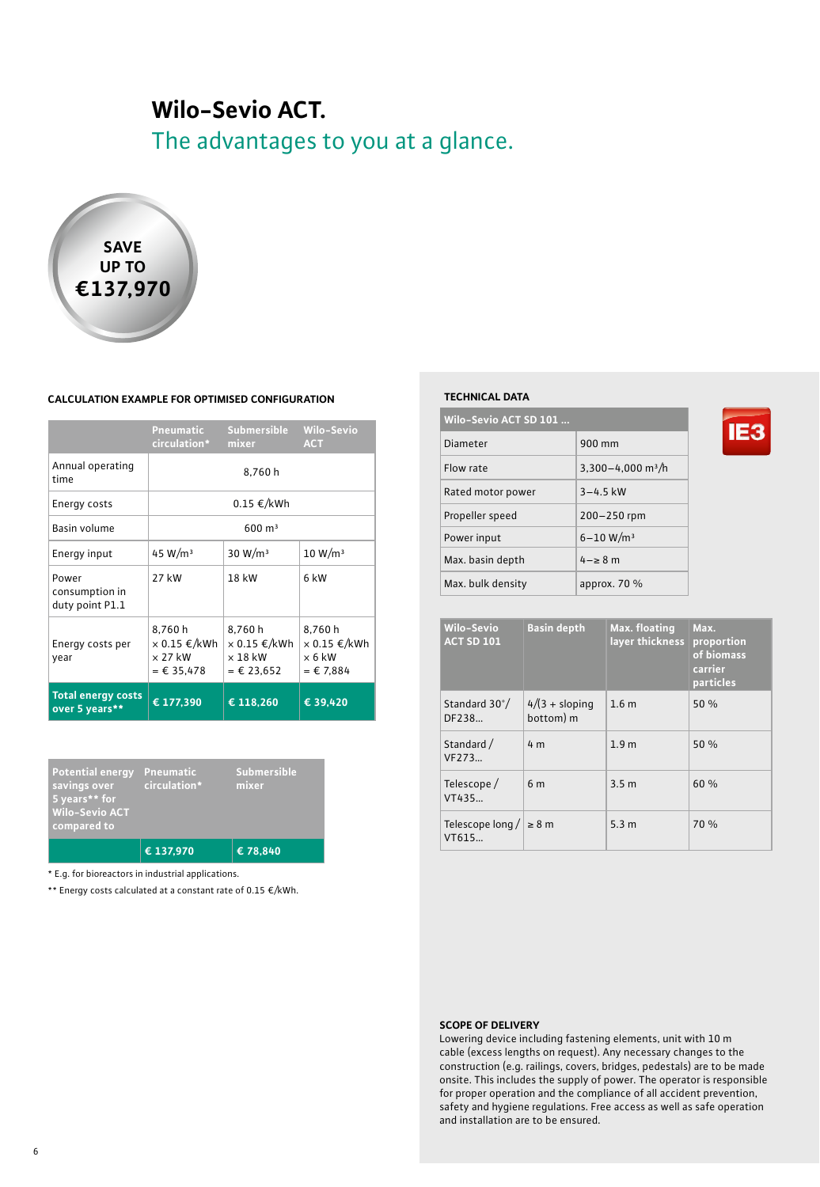# Wilo-Sevio ACT.

## The advantages to you at a glance.

SAVE UP TO €137,970

### CALCULATION EXAMPLE FOR OPTIMISED CONFIGURATION

| | Pneumatic circulation* | Submersible mixer | Wilo-Sevio ACT |
|---|---|---|---|
| Annual operating time | 8,760 h | | |
| Energy costs | 0.15 €/kWh | | |
| Basin volume | 600 m³ | | |
| Energy input | 45 W/m³ | 30 W/m³ | 10 W/m³ |
| Power consumption in duty point P1.1 | 27 kW | 18 kW | 6 kW |
| Energy costs per year | 8,760 h × 0.15 €/kWh × 27 kW = € 35,478 | 8,760 h × 0.15 €/kWh × 18 kW = € 23,652 | 8,760 h × 0.15 €/kWh × 6 kW = € 7,884 |
| **Total energy costs over 5 years**** | **€ 177,390** | **€ 118,260** | **€ 39,420** |

| Potential energy savings over 5 years** for Wilo-Sevio ACT compared to | Pneumatic circulation* | Submersible mixer |
|---|---|---|
| | **€ 137,970** | **€ 78,840** |

\* E.g. for bioreactors in industrial applications.

\** Energy costs calculated at a constant rate of 0.15 €/kWh.

### TECHNICAL DATA

IE3

| Wilo-Sevio ACT SD 101 ... | |
|---|---|
| Diameter | 900 mm |
| Flow rate | 3,300–4,000 m³/h |
| Rated motor power | 3–4.5 kW |
| Propeller speed | 200–250 rpm |
| Power input | 6–10 W/m³ |
| Max. basin depth | 4–≥ 8 m |
| Max. bulk density | approx. 70 % |

| Wilo-Sevio ACT SD 101 | Basin depth | Max. floating layer thickness | Max. proportion of biomass carrier particles |
|---|---|---|---|
| Standard 30°/ DF238... | 4/(3 + sloping bottom) m | 1.6 m | 50 % |
| Standard / VF273... | 4 m | 1.9 m | 50 % |
| Telescope / VT435... | 6 m | 3.5 m | 60 % |
| Telescope long / VT615... | ≥ 8 m | 5.3 m | 70 % |

### SCOPE OF DELIVERY

Lowering device including fastening elements, unit with 10 m cable (excess lengths on request). Any necessary changes to the construction (e.g. railings, covers, bridges, pedestals) are to be made onsite. This includes the supply of power. The operator is responsible for proper operation and the compliance of all accident prevention, safety and hygiene regulations. Free access as well as safe operation and installation are to be ensured.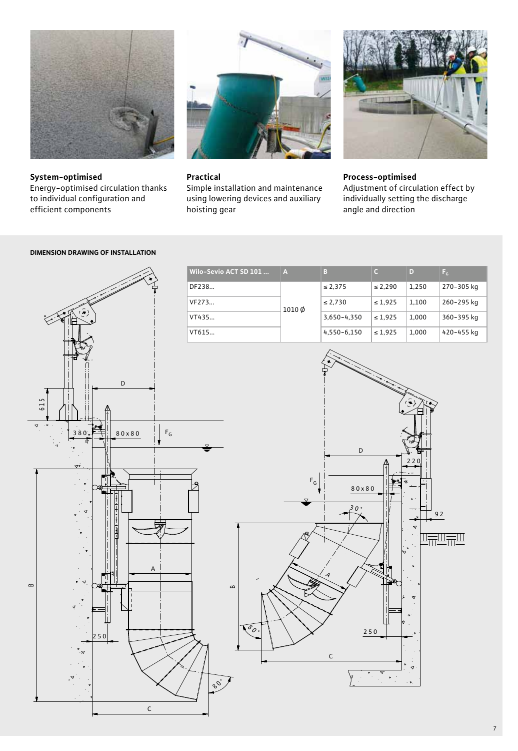**System-optimised**
Energy-optimised circulation thanks to individual configuration and efficient components

**Practical**
Simple installation and maintenance using lowering devices and auxiliary hoisting gear

**Process-optimised**
Adjustment of circulation effect by individually setting the discharge angle and direction

**DIMENSION DRAWING OF INSTALLATION**

| Wilo-Sevio ACT SD 101 ... | A | B | C | D | $F_G$ |
|---|---|---|---|---|---|
| DF238... | 1010 ⌀ | ≤ 2,375 | ≤ 2,290 | 1,250 | 270–305 kg |
| VF273... | | ≤ 2,730 | ≤ 1,925 | 1,100 | 260–295 kg |
| VT435... | | 3,650–4,350 | ≤ 1,925 | 1,000 | 360–395 kg |
| VT615... | | 4,550–6,150 | ≤ 1,925 | 1,000 | 420–455 kg |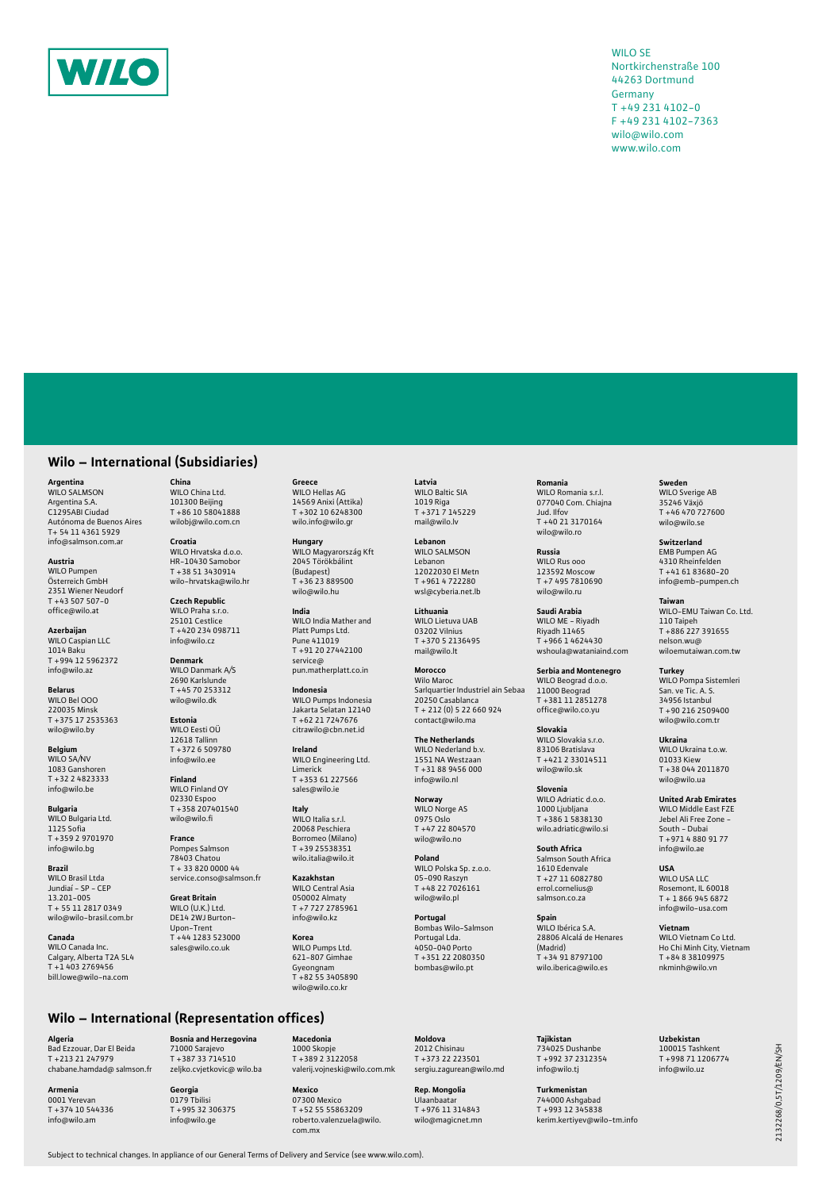WILO

WILO SE
Nortkirchenstraße 100
44263 Dortmund
Germany
T +49 231 4102-0
F +49 231 4102-7363
wilo@wilo.com
www.wilo.com

## Wilo – International (Subsidiaries)

**Argentina**
WILO SALMSON
Argentina S.A.
C1295ABI Ciudad
Autónoma de Buenos Aires
T+ 54 11 4361 5929
info@salmson.com.ar

**Austria**
WILO Pumpen
Österreich GmbH
2351 Wiener Neudorf
T +43 507 507-0
office@wilo.at

**Azerbaijan**
WILO Caspian LLC
1014 Baku
T +994 12 5962372
info@wilo.az

**Belarus**
WILO Bel OOO
220035 Minsk
T +375 17 2535363
wilo@wilo.by

**Belgium**
WILO SA/NV
1083 Ganshoren
T +32 2 4823333
info@wilo.be

**Bulgaria**
WILO Bulgaria Ltd.
1125 Sofia
T +359 2 9701970
info@wilo.bg

**Brazil**
WILO Brasil Ltda
Jundiaí – SP – CEP
13.201-005
T + 55 11 2817 0349
wilo@wilo-brasil.com.br

**Canada**
WILO Canada Inc.
Calgary, Alberta T2A 5L4
T +1 403 2769456
bill.lowe@wilo-na.com

**China**
WILO China Ltd.
101300 Beijing
T +86 10 58041888
wilobj@wilo.com.cn

**Croatia**
WILO Hrvatska d.o.o.
HR-10430 Samobor
T +38 51 3430914
wilo-hrvatska@wilo.hr

**Czech Republic**
WILO Praha s.r.o.
25101 Cestlice
T +420 234 098711
info@wilo.cz

**Denmark**
WILO Danmark A/S
2690 Karlslunde
T +45 70 253312
wilo@wilo.dk

**Estonia**
WILO Eesti OÜ
12618 Tallinn
T +372 6 509780
info@wilo.ee

**Finland**
WILO Finland OY
02330 Espoo
T +358 207401540
wilo@wilo.fi

**France**
Pompes Salmson
78403 Chatou
T + 33 820 0000 44
service.conso@salmson.fr

**Great Britain**
WILO (U.K.) Ltd.
DE14 2WJ Burton-
Upon-Trent
T +44 1283 523000
sales@wilo.co.uk

**Greece**
WILO Hellas AG
14569 Anixi (Attika)
T +302 10 6248300
wilo.info@wilo.gr

**Hungary**
WILO Magyarország Kft
2045 Törökbálint
(Budapest)
T +36 23 889500
wilo@wilo.hu

**India**
WILO India Mather and
Platt Pumps Ltd.
Pune 411019
T +91 20 27442100
service@
pun.matherplatt.co.in

**Indonesia**
WILO Pumps Indonesia
Jakarta Selatan 12140
T +62 21 7247676
citrawilo@cbn.net.id

**Ireland**
WILO Engineering Ltd.
Limerick
T +353 61 227566
sales@wilo.ie

**Italy**
WILO Italia s.r.l.
20068 Peschiera
Borromeo (Milano)
T +39 25538351
wilo.italia@wilo.it

**Kazakhstan**
WILO Central Asia
050002 Almaty
T +7 727 2785961
info@wilo.kz

**Korea**
WILO Pumps Ltd.
621-807 Gimhae
Gyeongnam
T +82 55 3405890
wilo@wilo.co.kr

**Latvia**
WILO Baltic SIA
1019 Riga
T +371 7 145229
mail@wilo.lv

**Lebanon**
WILO SALMSON
Lebanon
12022030 El Metn
T +961 4 722280
wsl@cyberia.net.lb

**Lithuania**
WILO Lietuva UAB
03202 Vilnius
T +370 5 2136495
mail@wilo.lt

**Morocco**
Wilo Maroc
Sarlquartier Industriel ain Sebaa
20250 Casablanca
T + 212 (0) 5 22 660 924
contact@wilo.ma

**The Netherlands**
WILO Nederland b.v.
1551 NA Westzaan
T +31 88 9456 000
info@wilo.nl

**Norway**
WILO Norge AS
0975 Oslo
T +47 22 804570
wilo@wilo.no

**Poland**
WILO Polska Sp. z.o.o.
05-090 Raszyn
T +48 22 7026161
wilo@wilo.pl

**Portugal**
Bombas Wilo-Salmson
Portugal Lda.
4050-040 Porto
T +351 22 2080350
bombas@wilo.pt

**Romania**
WILO Romania s.r.l.
077040 Com. Chiajna
Jud. Ilfov
T +40 21 3170164
wilo@wilo.ro

**Russia**
WILO Rus ooo
123592 Moscow
T +7 495 7810690
wilo@wilo.ru

**Saudi Arabia**
WILO ME - Riyadh
Riyadh 11465
T +966 1 4624430
wshoula@wataniaind.com

**Serbia and Montenegro**
WILO Beograd d.o.o.
11000 Beograd
T +381 11 2851278
office@wilo.co.yu

**Slovakia**
WILO Slovakia s.r.o.
83106 Bratislava
T +421 2 33014511
wilo@wilo.sk

**Slovenia**
WILO Adriatic d.o.o.
1000 Ljubljana
T +386 1 5838130
wilo.adriatic@wilo.si

**South Africa**
Salmson South Africa
1610 Edenvale
T +27 11 6082780
errol.cornelius@
salmson.co.za

**Spain**
WILO Ibérica S.A.
28806 Alcalá de Henares
(Madrid)
T +34 91 8797100
wilo.iberica@wilo.es

**Sweden**
WILO Sverige AB
35246 Växjö
T +46 470 727600
wilo@wilo.se

**Switzerland**
EMB Pumpen AG
4310 Rheinfelden
T +41 61 83680-20
info@emb-pumpen.ch

**Taiwan**
WILO-EMU Taiwan Co. Ltd.
110 Taipeh
T +886 227 391655
nelson.wu@
wiloemutaiwan.com.tw

**Turkey**
WILO Pompa Sistemleri
San. ve Tic. A. S.
34956 Istanbul
T +90 216 2509400
wilo@wilo.com.tr

**Ukraina**
WILO Ukraina t.o.w.
01033 Kiew
T +38 044 2011870
wilo@wilo.ua

**United Arab Emirates**
WILO Middle East FZE
Jebel Ali Free Zone -
South - Dubai
T +971 4 880 91 77
info@wilo.ae

**USA**
WILO USA LLC
Rosemont, IL 60018
T + 1 866 945 6872
info@wilo-usa.com

**Vietnam**
WILO Vietnam Co Ltd.
Ho Chi Minh City, Vietnam
T +84 8 38109975
nkminh@wilo.vn

## Wilo – International (Representation offices)

**Algeria**
Bad Ezzouar, Dar El Beida
T +213 21 247979
chabane.hamdad@ salmson.fr

**Armenia**
0001 Yerevan
T +374 10 544336
info@wilo.am

**Bosnia and Herzegovina**
71000 Sarajevo
T +387 33 714510
zeljko.cvjetkovic@ wilo.ba

**Georgia**
0179 Tbilisi
T +995 32 306375
info@wilo.ge

**Macedonia**
1000 Skopje
T +389 2 3122058
valerij.vojneski@wilo.com.mk

**Mexico**
07300 Mexico
T +52 55 55863209
roberto.valenzuela@wilo.
com.mx

**Moldova**
2012 Chisinau
T +373 22 223501
sergiu.zagurean@wilo.md

**Rep. Mongolia**
Ulaanbaatar
T +976 11 314843
wilo@magicnet.mn

**Tajikistan**
734025 Dushanbe
T +992 37 2312354
info@wilo.tj

**Turkmenistan**
744000 Ashgabad
T +993 12 345838
kerim.kertiyev@wilo-tm.info

**Uzbekistan**
100015 Tashkent
T +998 71 1206774
info@wilo.uz

Subject to technical changes. In appliance of our General Terms of Delivery and Service (see www.wilo.com).

2132268/0.5T/1209/EN/SH